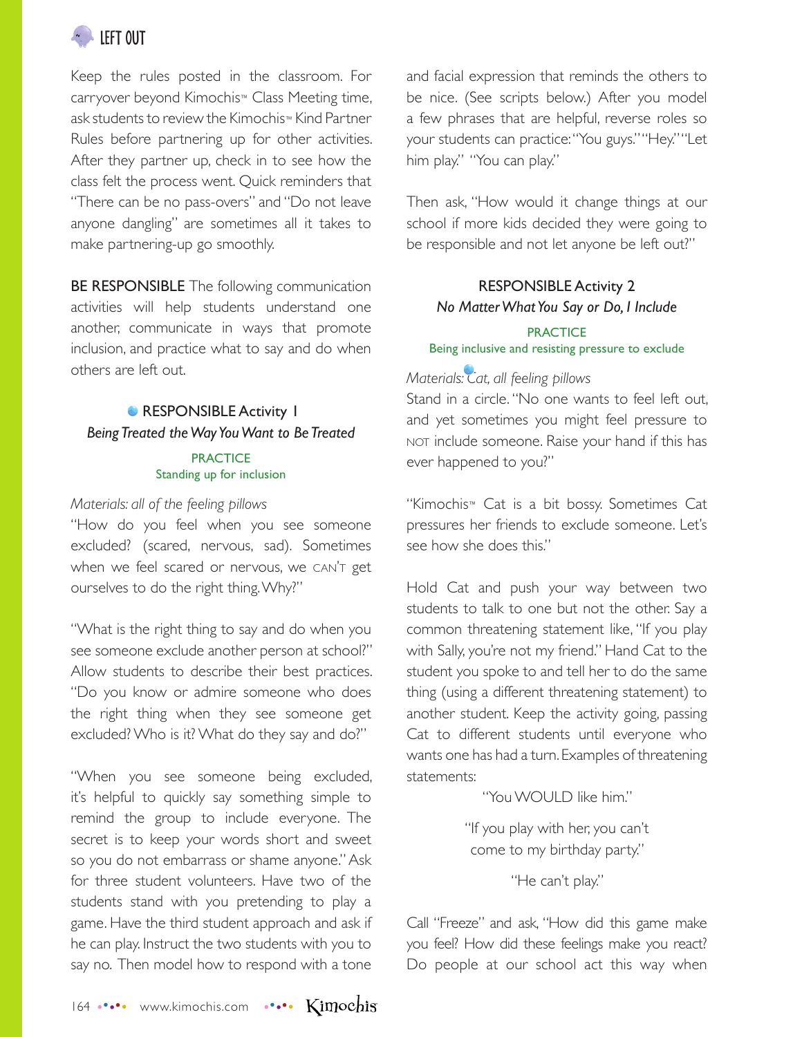## LEFT OUT

Keep the rules posted in the classroom. For carryover beyond Kimochis™ Class Meeting time, ask students to review the Kimochis™ Kind Partner Rules before partnering up for other activities. After they partner up, check in to see how the class felt the process went. Quick reminders that "There can be no pass-overs" and "Do not leave anyone dangling" are sometimes all it takes to make partnering-up go smoothly.

**BE RESPONSIBLE** The following communication activities will help students understand one another, communicate in ways that promote inclusion, and practice what to say and do when others are left out.

### RESPONSIBLE Activity 1
*Being Treated the Way You Want to Be Treated*

PRACTICE
Standing up for inclusion

*Materials: all of the feeling pillows*

"How do you feel when you see someone excluded? (scared, nervous, sad). Sometimes when we feel scared or nervous, we CAN'T get ourselves to do the right thing. Why?"

"What is the right thing to say and do when you see someone exclude another person at school?" Allow students to describe their best practices. "Do you know or admire someone who does the right thing when they see someone get excluded? Who is it? What do they say and do?"

"When you see someone being excluded, it's helpful to quickly say something simple to remind the group to include everyone. The secret is to keep your words short and sweet so you do not embarrass or shame anyone." Ask for three student volunteers. Have two of the students stand with you pretending to play a game. Have the third student approach and ask if he can play. Instruct the two students with you to say no. Then model how to respond with a tone and facial expression that reminds the others to be nice. (See scripts below.) After you model a few phrases that are helpful, reverse roles so your students can practice: "You guys." "Hey." "Let him play." "You can play."

Then ask, "How would it change things at our school if more kids decided they were going to be responsible and not let anyone be left out?"

### RESPONSIBLE Activity 2
*No Matter What You Say or Do, I Include*

PRACTICE
Being inclusive and resisting pressure to exclude

*Materials: Cat, all feeling pillows*

Stand in a circle. "No one wants to feel left out, and yet sometimes you might feel pressure to NOT include someone. Raise your hand if this has ever happened to you?"

"Kimochis™ Cat is a bit bossy. Sometimes Cat pressures her friends to exclude someone. Let's see how she does this."

Hold Cat and push your way between two students to talk to one but not the other. Say a common threatening statement like, "If you play with Sally, you're not my friend." Hand Cat to the student you spoke to and tell her to do the same thing (using a different threatening statement) to another student. Keep the activity going, passing Cat to different students until everyone who wants one has had a turn. Examples of threatening statements:

"You WOULD like him."

"If you play with her, you can't come to my birthday party."

"He can't play."

Call "Freeze" and ask, "How did this game make you feel? How did these feelings make you react? Do people at our school act this way when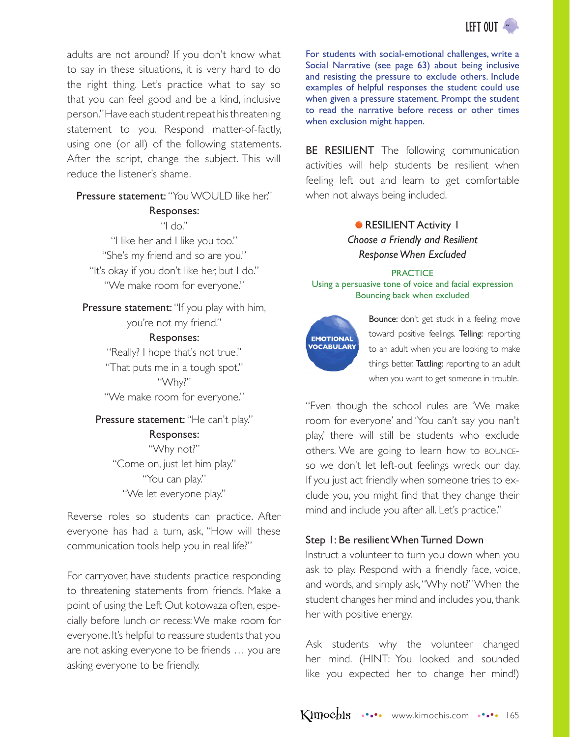adults are not around? If you don't know what to say in these situations, it is very hard to do the right thing. Let's practice what to say so that you can feel good and be a kind, inclusive person." Have each student repeat his threatening statement to you. Respond matter-of-factly, using one (or all) of the following statements. After the script, change the subject. This will reduce the listener's shame.

**Pressure statement:** "You WOULD like her."

**Responses:**

"I do."

"I like her and I like you too."

"She's my friend and so are you."

"It's okay if you don't like her, but I do."

"We make room for everyone."

**Pressure statement:** "If you play with him, you're not my friend."

**Responses:**

"Really? I hope that's not true."

"That puts me in a tough spot."

"Why?"

"We make room for everyone."

**Pressure statement:** "He can't play."

**Responses:**

"Why not?"

"Come on, just let him play."

"You can play."

"We let everyone play."

Reverse roles so students can practice. After everyone has had a turn, ask, "How will these communication tools help you in real life?"

For carryover, have students practice responding to threatening statements from friends. Make a point of using the Left Out kotowaza often, especially before lunch or recess: We make room for everyone. It's helpful to reassure students that you are not asking everyone to be friends … you are asking everyone to be friendly.

For students with social-emotional challenges, write a Social Narrative (see page 63) about being inclusive and resisting the pressure to exclude others. Include examples of helpful responses the student could use when given a pressure statement. Prompt the student to read the narrative before recess or other times when exclusion might happen.

**BE RESILIENT** The following communication activities will help students be resilient when feeling left out and learn to get comfortable when not always being included.

### RESILIENT Activity 1

*Choose a Friendly and Resilient Response When Excluded*

PRACTICE

Using a persuasive tone of voice and facial expression

Bouncing back when excluded

EMOTIONAL VOCABULARY

**Bounce:** don't get stuck in a feeling; move toward positive feelings. **Telling:** reporting to an adult when you are looking to make things better. **Tattling:** reporting to an adult when you want to get someone in trouble.

"Even though the school rules are 'We make room for everyone' and 'You can't say you nan't play,' there will still be students who exclude others. We are going to learn how to BOUNCE–so we don't let left-out feelings wreck our day. If you just act friendly when someone tries to exclude you, you might find that they change their mind and include you after all. Let's practice."

**Step 1: Be resilient When Turned Down**

Instruct a volunteer to turn you down when you ask to play. Respond with a friendly face, voice, and words, and simply ask, "Why not?" When the student changes her mind and includes you, thank her with positive energy.

Ask students why the volunteer changed her mind. (HINT: You looked and sounded like you expected her to change her mind!)